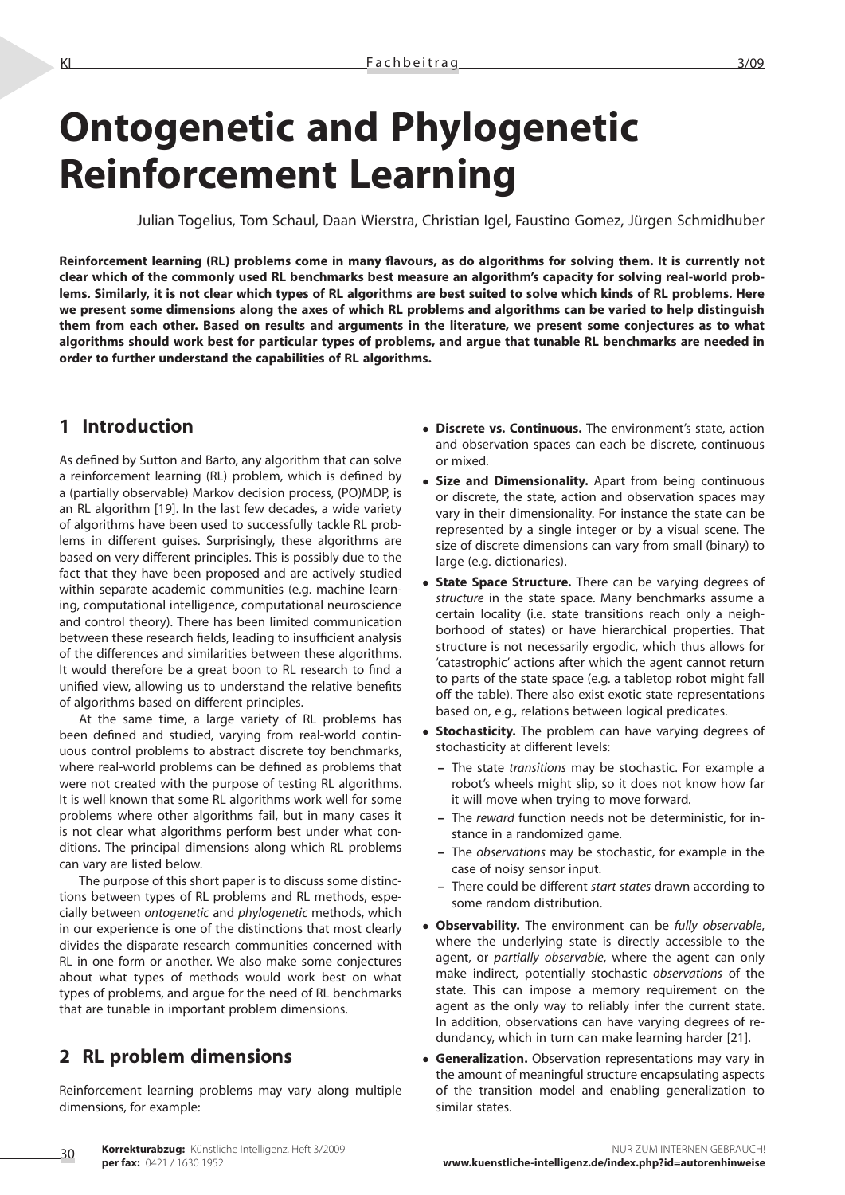# Ontogenetic and Phylogenetic Reinforcement Learning

Julian Togelius, Tom Schaul, Daan Wierstra, Christian Igel, Faustino Gomez, Jürgen Schmidhuber

**Reinforcement learning (RL) problems come in many flavours, as do algorithms for solving them. It is currently not clear which of the commonly used RL benchmarks best measure an algorithm's capacity for solving real-world problems. Similarly, it is not clear which types of RL algorithms are best suited to solve which kinds of RL problems. Here we present some dimensions along the axes of which RL problems and algorithms can be varied to help distinguish them from each other. Based on results and arguments in the literature, we present some conjectures as to what algorithms should work best for particular types of problems, and argue that tunable RL benchmarks are needed in order to further understand the capabilities of RL algorithms.**

## 1 Introduction

As defined by Sutton and Barto, any algorithm that can solve a reinforcement learning (RL) problem, which is defined by a (partially observable) Markov decision process, (PO)MDP, is an RL algorithm [19]. In the last few decades, a wide variety of algorithms have been used to successfully tackle RL problems in different guises. Surprisingly, these algorithms are based on very different principles. This is possibly due to the fact that they have been proposed and are actively studied within separate academic communities (e.g. machine learning, computational intelligence, computational neuroscience and control theory). There has been limited communication between these research fields, leading to insufficient analysis of the differences and similarities between these algorithms. It would therefore be a great boon to RL research to find a unified view, allowing us to understand the relative benefits of algorithms based on different principles.

At the same time, a large variety of RL problems has been defined and studied, varying from real-world continuous control problems to abstract discrete toy benchmarks, where real-world problems can be defined as problems that were not created with the purpose of testing RL algorithms. It is well known that some RL algorithms work well for some problems where other algorithms fail, but in many cases it is not clear what algorithms perform best under what conditions. The principal dimensions along which RL problems can vary are listed below.

The purpose of this short paper is to discuss some distinctions between types of RL problems and RL methods, especially between *ontogenetic* and *phylogenetic* methods, which in our experience is one of the distinctions that most clearly divides the disparate research communities concerned with RL in one form or another. We also make some conjectures about what types of methods would work best on what types of problems, and argue for the need of RL benchmarks that are tunable in important problem dimensions.

## 2 RL problem dimensions

Reinforcement learning problems may vary along multiple dimensions, for example:

- **Discrete vs. Continuous.** The environment's state, action and observation spaces can each be discrete, continuous or mixed.
- **Size and Dimensionality.** Apart from being continuous or discrete, the state, action and observation spaces may vary in their dimensionality. For instance the state can be represented by a single integer or by a visual scene. The size of discrete dimensions can vary from small (binary) to large (e.g. dictionaries).
- **State Space Structure.** There can be varying degrees of *structure* in the state space. Many benchmarks assume a certain locality (i.e. state transitions reach only a neighborhood of states) or have hierarchical properties. That structure is not necessarily ergodic, which thus allows for 'catastrophic' actions after which the agent cannot return to parts of the state space (e.g. a tabletop robot might fall off the table). There also exist exotic state representations based on, e.g., relations between logical predicates.
- **Stochasticity.** The problem can have varying degrees of stochasticity at different levels:
  - The state *transitions* may be stochastic. For example a robot's wheels might slip, so it does not know how far it will move when trying to move forward.
  - The *reward* function needs not be deterministic, for instance in a randomized game.
  - The *observations* may be stochastic, for example in the case of noisy sensor input.
  - There could be different *start states* drawn according to some random distribution.
- **Observability.** The environment can be *fully observable*, where the underlying state is directly accessible to the agent, or *partially observable*, where the agent can only make indirect, potentially stochastic *observations* of the state. This can impose a memory requirement on the agent as the only way to reliably infer the current state. In addition, observations can have varying degrees of redundancy, which in turn can make learning harder [21].
- **Generalization.** Observation representations may vary in the amount of meaningful structure encapsulating aspects of the transition model and enabling generalization to similar states.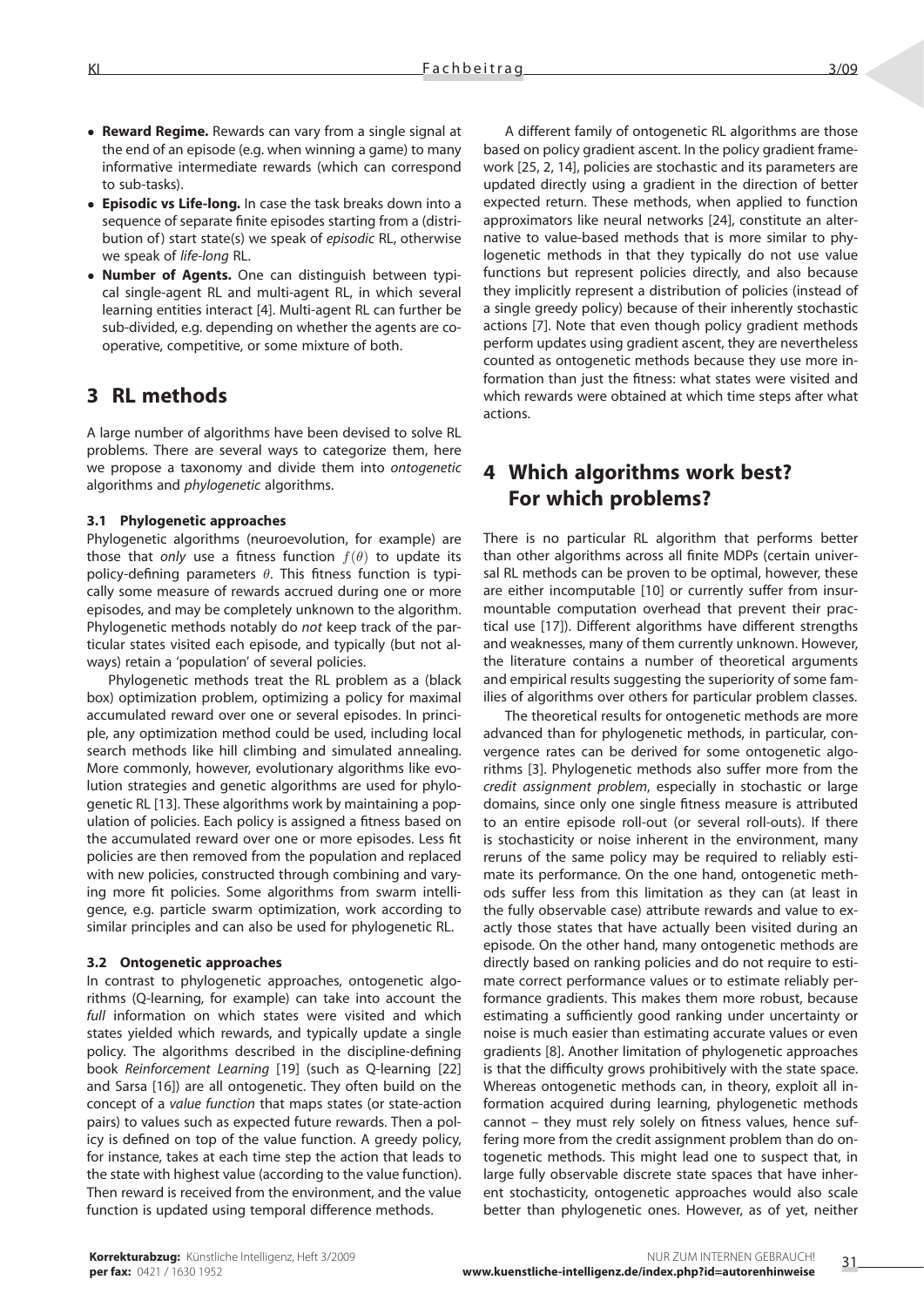- **Reward Regime.** Rewards can vary from a single signal at the end of an episode (e.g. when winning a game) to many informative intermediate rewards (which can correspond to sub-tasks).
- **Episodic vs Life-long.** In case the task breaks down into a sequence of separate finite episodes starting from a (distribution of) start state(s) we speak of *episodic* RL, otherwise we speak of *life-long* RL.
- **Number of Agents.** One can distinguish between typical single-agent RL and multi-agent RL, in which several learning entities interact [4]. Multi-agent RL can further be sub-divided, e.g. depending on whether the agents are cooperative, competitive, or some mixture of both.

## 3 RL methods

A large number of algorithms have been devised to solve RL problems. There are several ways to categorize them, here we propose a taxonomy and divide them into *ontogenetic* algorithms and *phylogenetic* algorithms.

### 3.1 Phylogenetic approaches

Phylogenetic algorithms (neuroevolution, for example) are those that *only* use a fitness function $f(\theta)$ to update its policy-defining parameters $\theta$. This fitness function is typically some measure of rewards accrued during one or more episodes, and may be completely unknown to the algorithm. Phylogenetic methods notably do *not* keep track of the particular states visited each episode, and typically (but not always) retain a 'population' of several policies.

Phylogenetic methods treat the RL problem as a (black box) optimization problem, optimizing a policy for maximal accumulated reward over one or several episodes. In principle, any optimization method could be used, including local search methods like hill climbing and simulated annealing. More commonly, however, evolutionary algorithms like evolution strategies and genetic algorithms are used for phylogenetic RL [13]. These algorithms work by maintaining a population of policies. Each policy is assigned a fitness based on the accumulated reward over one or more episodes. Less fit policies are then removed from the population and replaced with new policies, constructed through combining and varying more fit policies. Some algorithms from swarm intelligence, e.g. particle swarm optimization, work according to similar principles and can also be used for phylogenetic RL.

### 3.2 Ontogenetic approaches

In contrast to phylogenetic approaches, ontogenetic algorithms (Q-learning, for example) can take into account the *full* information on which states were visited and which states yielded which rewards, and typically update a single policy. The algorithms described in the discipline-defining book *Reinforcement Learning* [19] (such as Q-learning [22] and Sarsa [16]) are all ontogenetic. They often build on the concept of a *value function* that maps states (or state-action pairs) to values such as expected future rewards. Then a policy is defined on top of the value function. A greedy policy, for instance, takes at each time step the action that leads to the state with highest value (according to the value function). Then reward is received from the environment, and the value function is updated using temporal difference methods.

A different family of ontogenetic RL algorithms are those based on policy gradient ascent. In the policy gradient framework [25, 2, 14], policies are stochastic and its parameters are updated directly using a gradient in the direction of better expected return. These methods, when applied to function approximators like neural networks [24], constitute an alternative to value-based methods that is more similar to phylogenetic methods in that they typically do not use value functions but represent policies directly, and also because they implicitly represent a distribution of policies (instead of a single greedy policy) because of their inherently stochastic actions [7]. Note that even though policy gradient methods perform updates using gradient ascent, they are nevertheless counted as ontogenetic methods because they use more information than just the fitness: what states were visited and which rewards were obtained at which time steps after what actions.

## 4 Which algorithms work best? For which problems?

There is no particular RL algorithm that performs better than other algorithms across all finite MDPs (certain universal RL methods can be proven to be optimal, however, these are either incomputable [10] or currently suffer from insurmountable computation overhead that prevent their practical use [17]). Different algorithms have different strengths and weaknesses, many of them currently unknown. However, the literature contains a number of theoretical arguments and empirical results suggesting the superiority of some families of algorithms over others for particular problem classes.

The theoretical results for ontogenetic methods are more advanced than for phylogenetic methods, in particular, convergence rates can be derived for some ontogenetic algorithms [3]. Phylogenetic methods also suffer more from the *credit assignment problem*, especially in stochastic or large domains, since only one single fitness measure is attributed to an entire episode roll-out (or several roll-outs). If there is stochasticity or noise inherent in the environment, many reruns of the same policy may be required to reliably estimate its performance. On the one hand, ontogenetic methods suffer less from this limitation as they can (at least in the fully observable case) attribute rewards and value to exactly those states that have actually been visited during an episode. On the other hand, many ontogenetic methods are directly based on ranking policies and do not require to estimate correct performance values or to estimate reliably performance gradients. This makes them more robust, because estimating a sufficiently good ranking under uncertainty or noise is much easier than estimating accurate values or even gradients [8]. Another limitation of phylogenetic approaches is that the difficulty grows prohibitively with the state space. Whereas ontogenetic methods can, in theory, exploit all information acquired during learning, phylogenetic methods cannot – they must rely solely on fitness values, hence suffering more from the credit assignment problem than do ontogenetic methods. This might lead one to suspect that, in large fully observable discrete state spaces that have inherent stochasticity, ontogenetic approaches would also scale better than phylogenetic ones. However, as of yet, neither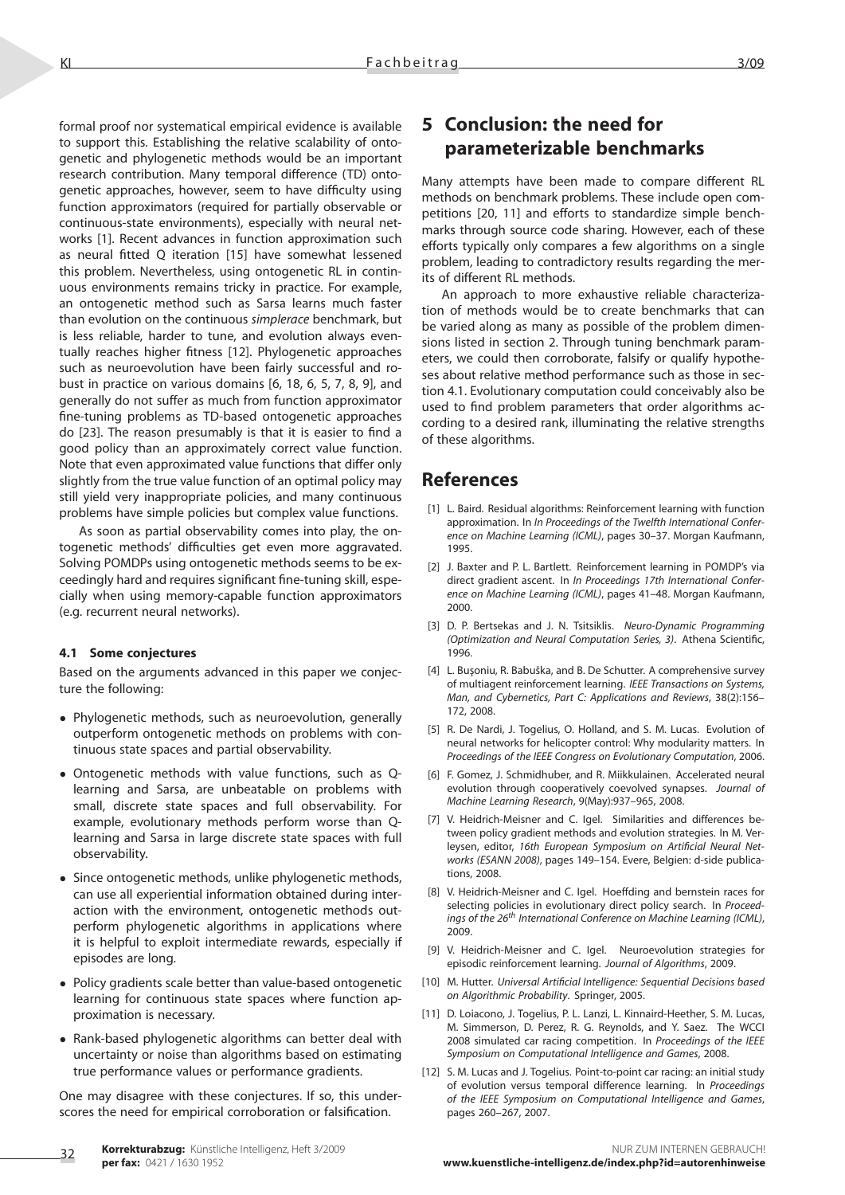formal proof nor systematical empirical evidence is available to support this. Establishing the relative scalability of ontogenetic and phylogenetic methods would be an important research contribution. Many temporal difference (TD) ontogenetic approaches, however, seem to have difficulty using function approximators (required for partially observable or continuous-state environments), especially with neural networks [1]. Recent advances in function approximation such as neural fitted Q iteration [15] have somewhat lessened this problem. Nevertheless, using ontogenetic RL in continuous environments remains tricky in practice. For example, an ontogenetic method such as Sarsa learns much faster than evolution on the continuous *simplerace* benchmark, but is less reliable, harder to tune, and evolution always eventually reaches higher fitness [12]. Phylogenetic approaches such as neuroevolution have been fairly successful and robust in practice on various domains [6, 18, 6, 5, 7, 8, 9], and generally do not suffer as much from function approximator fine-tuning problems as TD-based ontogenetic approaches do [23]. The reason presumably is that it is easier to find a good policy than an approximately correct value function. Note that even approximated value functions that differ only slightly from the true value function of an optimal policy may still yield very inappropriate policies, and many continuous problems have simple policies but complex value functions.

As soon as partial observability comes into play, the ontogenetic methods' difficulties get even more aggravated. Solving POMDPs using ontogenetic methods seems to be exceedingly hard and requires significant fine-tuning skill, especially when using memory-capable function approximators (e.g. recurrent neural networks).

### 4.1 Some conjectures

Based on the arguments advanced in this paper we conjecture the following:

- Phylogenetic methods, such as neuroevolution, generally outperform ontogenetic methods on problems with continuous state spaces and partial observability.
- Ontogenetic methods with value functions, such as Q-learning and Sarsa, are unbeatable on problems with small, discrete state spaces and full observability. For example, evolutionary methods perform worse than Q-learning and Sarsa in large discrete state spaces with full observability.
- Since ontogenetic methods, unlike phylogenetic methods, can use all experiential information obtained during interaction with the environment, ontogenetic methods outperform phylogenetic algorithms in applications where it is helpful to exploit intermediate rewards, especially if episodes are long.
- Policy gradients scale better than value-based ontogenetic learning for continuous state spaces where function approximation is necessary.
- Rank-based phylogenetic algorithms can better deal with uncertainty or noise than algorithms based on estimating true performance values or performance gradients.

One may disagree with these conjectures. If so, this underscores the need for empirical corroboration or falsification.

## 5 Conclusion: the need for parameterizable benchmarks

Many attempts have been made to compare different RL methods on benchmark problems. These include open competitions [20, 11] and efforts to standardize simple benchmarks through source code sharing. However, each of these efforts typically only compares a few algorithms on a single problem, leading to contradictory results regarding the merits of different RL methods.

An approach to more exhaustive reliable characterization of methods would be to create benchmarks that can be varied along as many as possible of the problem dimensions listed in section 2. Through tuning benchmark parameters, we could then corroborate, falsify or qualify hypotheses about relative method performance such as those in section 4.1. Evolutionary computation could conceivably also be used to find problem parameters that order algorithms according to a desired rank, illuminating the relative strengths of these algorithms.

## References

[1] L. Baird. Residual algorithms: Reinforcement learning with function approximation. In *In Proceedings of the Twelfth International Conference on Machine Learning (ICML)*, pages 30–37. Morgan Kaufmann, 1995.

[2] J. Baxter and P. L. Bartlett. Reinforcement learning in POMDP's via direct gradient ascent. In *In Proceedings 17th International Conference on Machine Learning (ICML)*, pages 41–48. Morgan Kaufmann, 2000.

[3] D. P. Bertsekas and J. N. Tsitsiklis. *Neuro-Dynamic Programming (Optimization and Neural Computation Series, 3)*. Athena Scientific, 1996.

[4] L. Buşoniu, R. Babuška, and B. De Schutter. A comprehensive survey of multiagent reinforcement learning. *IEEE Transactions on Systems, Man, and Cybernetics, Part C: Applications and Reviews*, 38(2):156–172, 2008.

[5] R. De Nardi, J. Togelius, O. Holland, and S. M. Lucas. Evolution of neural networks for helicopter control: Why modularity matters. In *Proceedings of the IEEE Congress on Evolutionary Computation*, 2006.

[6] F. Gomez, J. Schmidhuber, and R. Miikkulainen. Accelerated neural evolution through cooperatively coevolved synapses. *Journal of Machine Learning Research*, 9(May):937–965, 2008.

[7] V. Heidrich-Meisner and C. Igel. Similarities and differences between policy gradient methods and evolution strategies. In M. Verleysen, editor, *16th European Symposium on Artificial Neural Networks (ESANN 2008)*, pages 149–154. Evere, Belgien: d-side publications, 2008.

[8] V. Heidrich-Meisner and C. Igel. Hoeffding and bernstein races for selecting policies in evolutionary direct policy search. In *Proceedings of the 26th International Conference on Machine Learning (ICML)*, 2009.

[9] V. Heidrich-Meisner and C. Igel. Neuroevolution strategies for episodic reinforcement learning. *Journal of Algorithms*, 2009.

[10] M. Hutter. *Universal Artificial Intelligence: Sequential Decisions based on Algorithmic Probability*. Springer, 2005.

[11] D. Loiacono, J. Togelius, P. L. Lanzi, L. Kinnaird-Heether, S. M. Lucas, M. Simmerson, D. Perez, R. G. Reynolds, and Y. Saez. The WCCI 2008 simulated car racing competition. In *Proceedings of the IEEE Symposium on Computational Intelligence and Games*, 2008.

[12] S. M. Lucas and J. Togelius. Point-to-point car racing: an initial study of evolution versus temporal difference learning. In *Proceedings of the IEEE Symposium on Computational Intelligence and Games*, pages 260–267, 2007.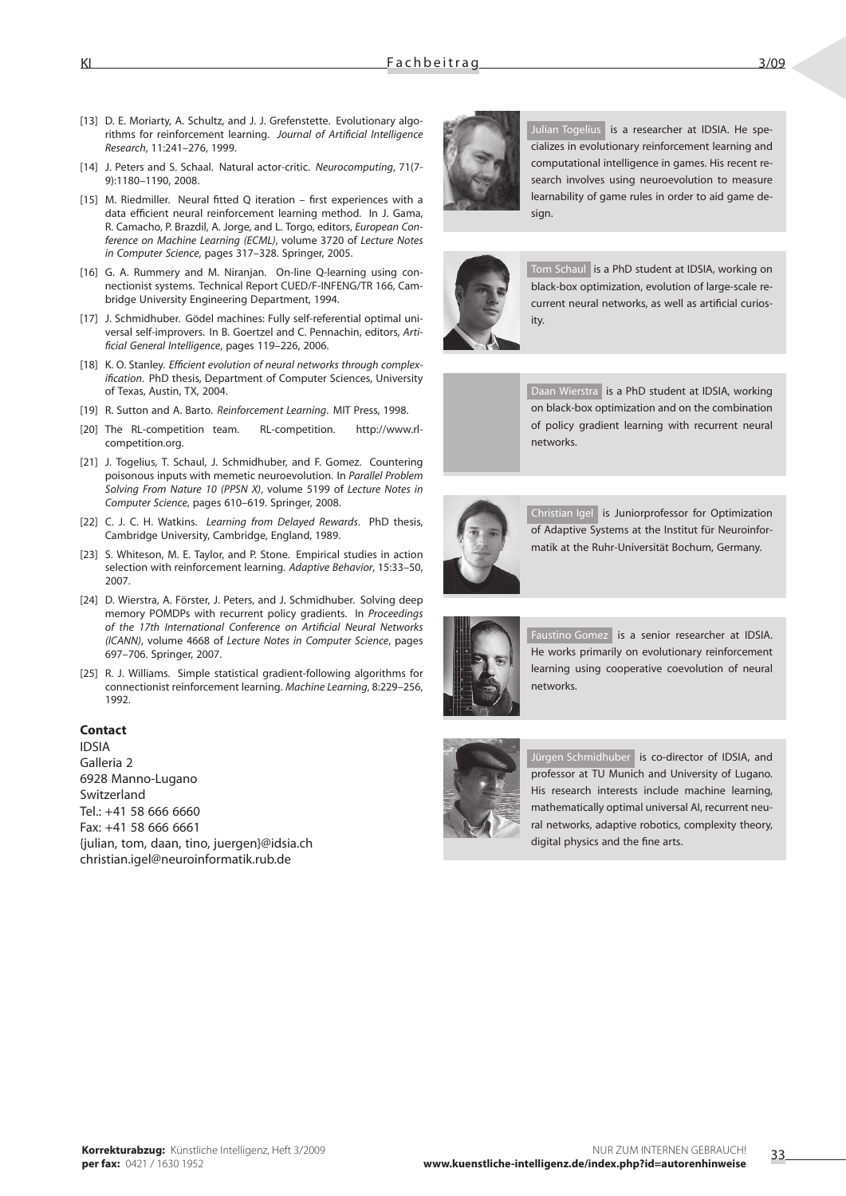[13] D. E. Moriarty, A. Schultz, and J. J. Grefenstette. Evolutionary algorithms for reinforcement learning. *Journal of Artificial Intelligence Research*, 11:241–276, 1999.

[14] J. Peters and S. Schaal. Natural actor-critic. *Neurocomputing*, 71(7-9):1180–1190, 2008.

[15] M. Riedmiller. Neural fitted Q iteration – first experiences with a data efficient neural reinforcement learning method. In J. Gama, R. Camacho, P. Brazdil, A. Jorge, and L. Torgo, editors, *European Conference on Machine Learning (ECML)*, volume 3720 of *Lecture Notes in Computer Science*, pages 317–328. Springer, 2005.

[16] G. A. Rummery and M. Niranjan. On-line Q-learning using connectionist systems. Technical Report CUED/F-INFENG/TR 166, Cambridge University Engineering Department, 1994.

[17] J. Schmidhuber. Gödel machines: Fully self-referential optimal universal self-improvers. In B. Goertzel and C. Pennachin, editors, *Artificial General Intelligence*, pages 119–226, 2006.

[18] K. O. Stanley. *Efficient evolution of neural networks through complexification*. PhD thesis, Department of Computer Sciences, University of Texas, Austin, TX, 2004.

[19] R. Sutton and A. Barto. *Reinforcement Learning*. MIT Press, 1998.

[20] The RL-competition team. RL-competition. http://www.rl-competition.org.

[21] J. Togelius, T. Schaul, J. Schmidhuber, and F. Gomez. Countering poisonous inputs with memetic neuroevolution. In *Parallel Problem Solving From Nature 10 (PPSN X)*, volume 5199 of *Lecture Notes in Computer Science*, pages 610–619. Springer, 2008.

[22] C. J. C. H. Watkins. *Learning from Delayed Rewards*. PhD thesis, Cambridge University, Cambridge, England, 1989.

[23] S. Whiteson, M. E. Taylor, and P. Stone. Empirical studies in action selection with reinforcement learning. *Adaptive Behavior*, 15:33–50, 2007.

[24] D. Wierstra, A. Förster, J. Peters, and J. Schmidhuber. Solving deep memory POMDPs with recurrent policy gradients. In *Proceedings of the 17th International Conference on Artificial Neural Networks (ICANN)*, volume 4668 of *Lecture Notes in Computer Science*, pages 697–706. Springer, 2007.

[25] R. J. Williams. Simple statistical gradient-following algorithms for connectionist reinforcement learning. *Machine Learning*, 8:229–256, 1992.

**Contact**

IDSIA
Galleria 2
6928 Manno-Lugano
Switzerland
Tel.: +41 58 666 6660
Fax: +41 58 666 6661
{julian, tom, daan, tino, juergen}@idsia.ch
christian.igel@neuroinformatik.rub.de

Julian Togelius is a researcher at IDSIA. He specializes in evolutionary reinforcement learning and computational intelligence in games. His recent research involves using neuroevolution to measure learnability of game rules in order to aid game design.

Tom Schaul is a PhD student at IDSIA, working on black-box optimization, evolution of large-scale recurrent neural networks, as well as artificial curiosity.

Daan Wierstra is a PhD student at IDSIA, working on black-box optimization and on the combination of policy gradient learning with recurrent neural networks.

Christian Igel is Juniorprofessor for Optimization of Adaptive Systems at the Institut für Neuroinformatik at the Ruhr-Universität Bochum, Germany.

Faustino Gomez is a senior researcher at IDSIA. He works primarily on evolutionary reinforcement learning using cooperative coevolution of neural networks.

Jürgen Schmidhuber is co-director of IDSIA, and professor at TU Munich and University of Lugano. His research interests include machine learning, mathematically optimal universal AI, recurrent neural networks, adaptive robotics, complexity theory, digital physics and the fine arts.